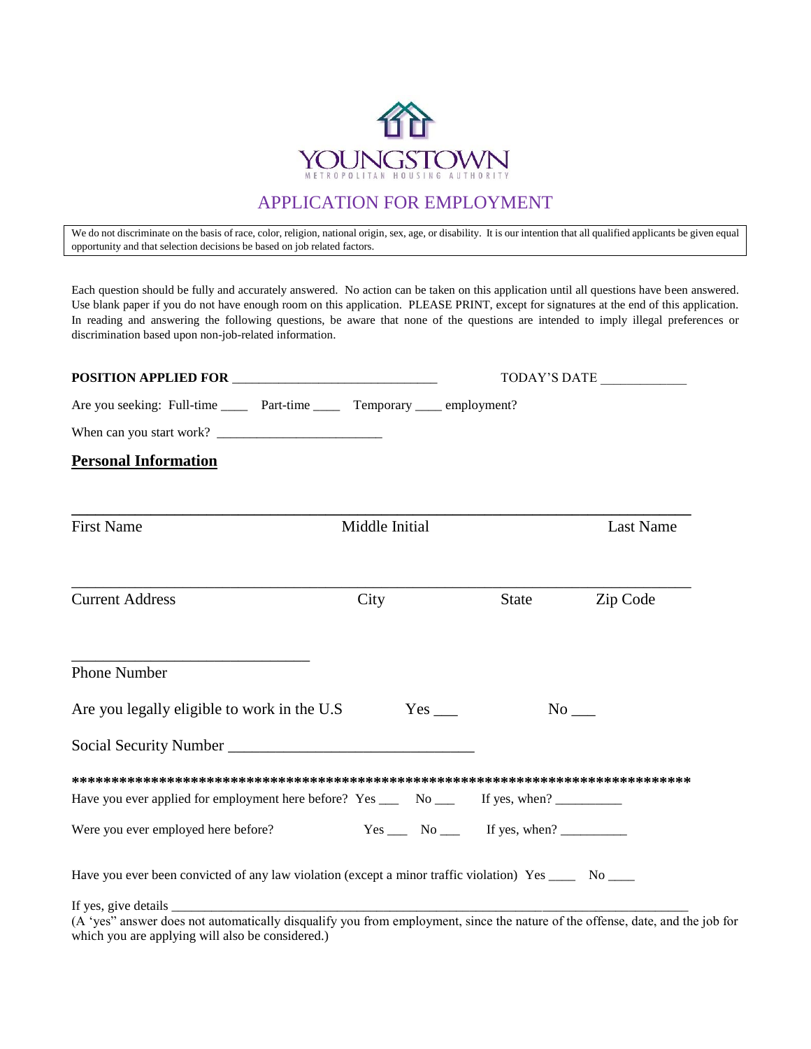YOUNGSTOWN

METROPOLITAN HOUSING AUTHORITY

# APPLICATION FOR EMPLOYMENT

We do not discriminate on the basis of race, color, religion, national origin, sex, age, or disability. It is our intention that all qualified applicants be given equal opportunity and that selection decisions be based on job related factors.

Each question should be fully and accurately answered. No action can be taken on this application until all questions have been answered. Use blank paper if you do not have enough room on this application. PLEASE PRINT, except for signatures at the end of this application. In reading and answering the following questions, be aware that none of the questions are intended to imply illegal preferences or discrimination based upon non-job-related information.

**POSITION APPLIED FOR** ______________________________ TODAY'S DATE ____________

Are you seeking: Full-time ____ Part-time ____ Temporary ____ employment?

When can you start work? ________________________

## Personal Information

______________________________________________________________________

First Name Middle Initial Last Name

______________________________________________________________________

Current Address City State Zip Code

______________________________

Phone Number

Are you legally eligible to work in the U.S Yes ___ No ___

Social Security Number ________________________________

******************************************************************************

Have you ever applied for employment here before? Yes ___ No ___ If yes, when? __________

Were you ever employed here before? Yes ___ No ___ If yes, when? __________

Have you ever been convicted of any law violation (except a minor traffic violation) Yes ____ No ____

If yes, give details ______________________________________________________________________

(A 'yes" answer does not automatically disqualify you from employment, since the nature of the offense, date, and the job for which you are applying will also be considered.)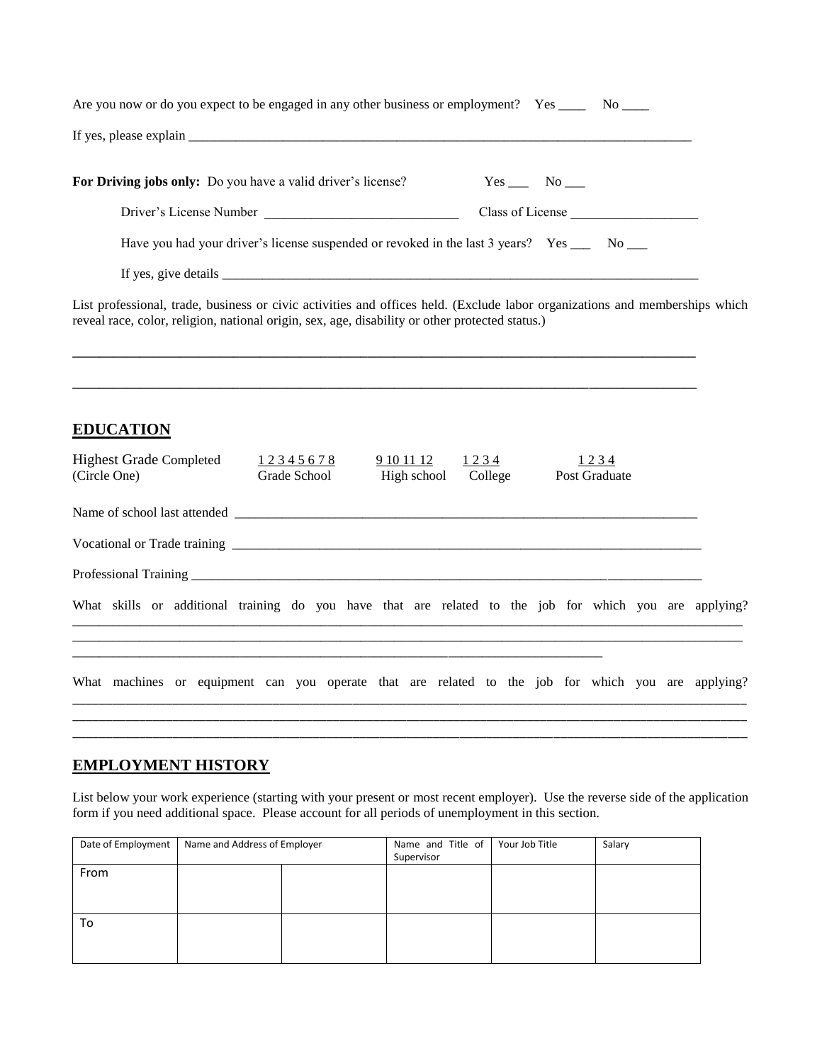Are you now or do you expect to be engaged in any other business or employment? Yes ____ No ____

If yes, please explain ______________________________________________________________________________

**For Driving jobs only:** Do you have a valid driver's license? Yes ___ No ___

Driver's License Number ____________________________ Class of License __________________

Have you had your driver's license suspended or revoked in the last 3 years? Yes ___ No ___

If yes, give details ___________________________________________________________________________

List professional, trade, business or civic activities and offices held. (Exclude labor organizations and memberships which reveal race, color, religion, national origin, sex, age, disability or other protected status.)

______________________________________________________________________________________________

______________________________________________________________________________________________

## EDUCATION

| Highest Grade Completed (Circle One) | 1 2 3 4 5 6 7 8 | 9 10 11 12 | 1 2 3 4 | 1 2 3 4 |
|---|---|---|---|---|
| | Grade School | High school | College | Post Graduate |

Name of school last attended ___________________________________________________________________

Vocational or Trade training ____________________________________________________________________

Professional Training _________________________________________________________________________

What skills or additional training do you have that are related to the job for which you are applying?

______________________________________________________________________________________________

______________________________________________________________________________________________

______________________________________________________________________________

What machines or equipment can you operate that are related to the job for which you are applying?

______________________________________________________________________________________________

______________________________________________________________________________________________

______________________________________________________________________________________________

## EMPLOYMENT HISTORY

List below your work experience (starting with your present or most recent employer). Use the reverse side of the application form if you need additional space. Please account for all periods of unemployment in this section.

| Date of Employment | Name and Address of Employer | | Name and Title of Supervisor | Your Job Title | Salary |
|---|---|---|---|---|---|
| From | | | | | |
| To | | | | | |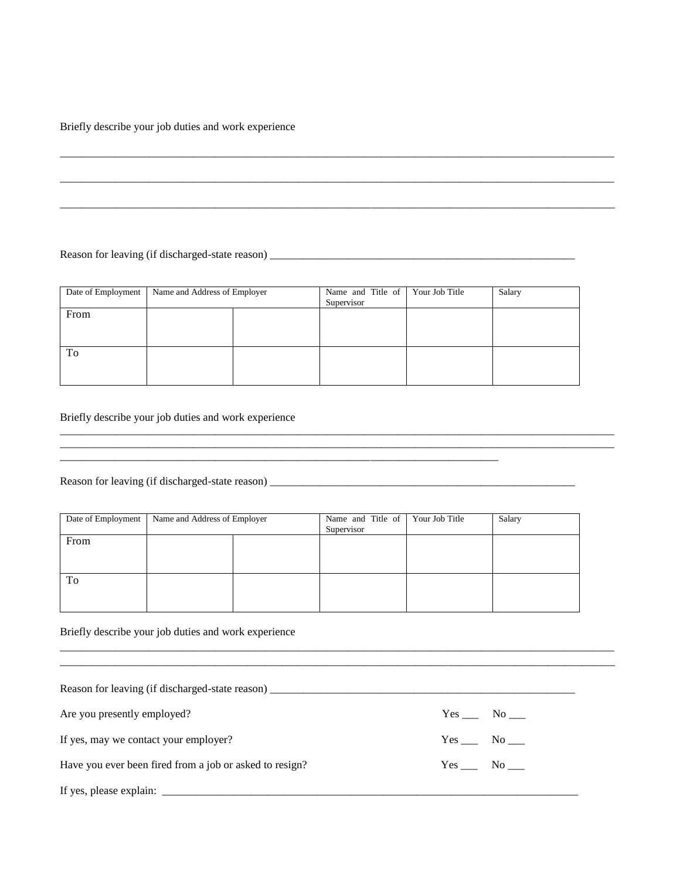Briefly describe your job duties and work experience

_______________________________________________________________________________________________

_______________________________________________________________________________________________

_______________________________________________________________________________________________

Reason for leaving (if discharged-state reason) ___________________________________________________

| Date of Employment | Name and Address of Employer | | Name and Title of Supervisor | Your Job Title | Salary |
|---|---|---|---|---|---|
| From | | | | | |
| To | | | | | |

Briefly describe your job duties and work experience

_______________________________________________________________________________________________

_______________________________________________________________________________________________

_______________________________________________________________________________

Reason for leaving (if discharged-state reason) ___________________________________________________

| Date of Employment | Name and Address of Employer | | Name and Title of Supervisor | Your Job Title | Salary |
|---|---|---|---|---|---|
| From | | | | | |
| To | | | | | |

Briefly describe your job duties and work experience

_______________________________________________________________________________________________

_______________________________________________________________________________________________

Reason for leaving (if discharged-state reason) ___________________________________________________

Are you presently employed? Yes ___ No ___

If yes, may we contact your employer? Yes ___ No ___

Have you ever been fired from a job or asked to resign? Yes ___ No ___

If yes, please explain: ___________________________________________________________________________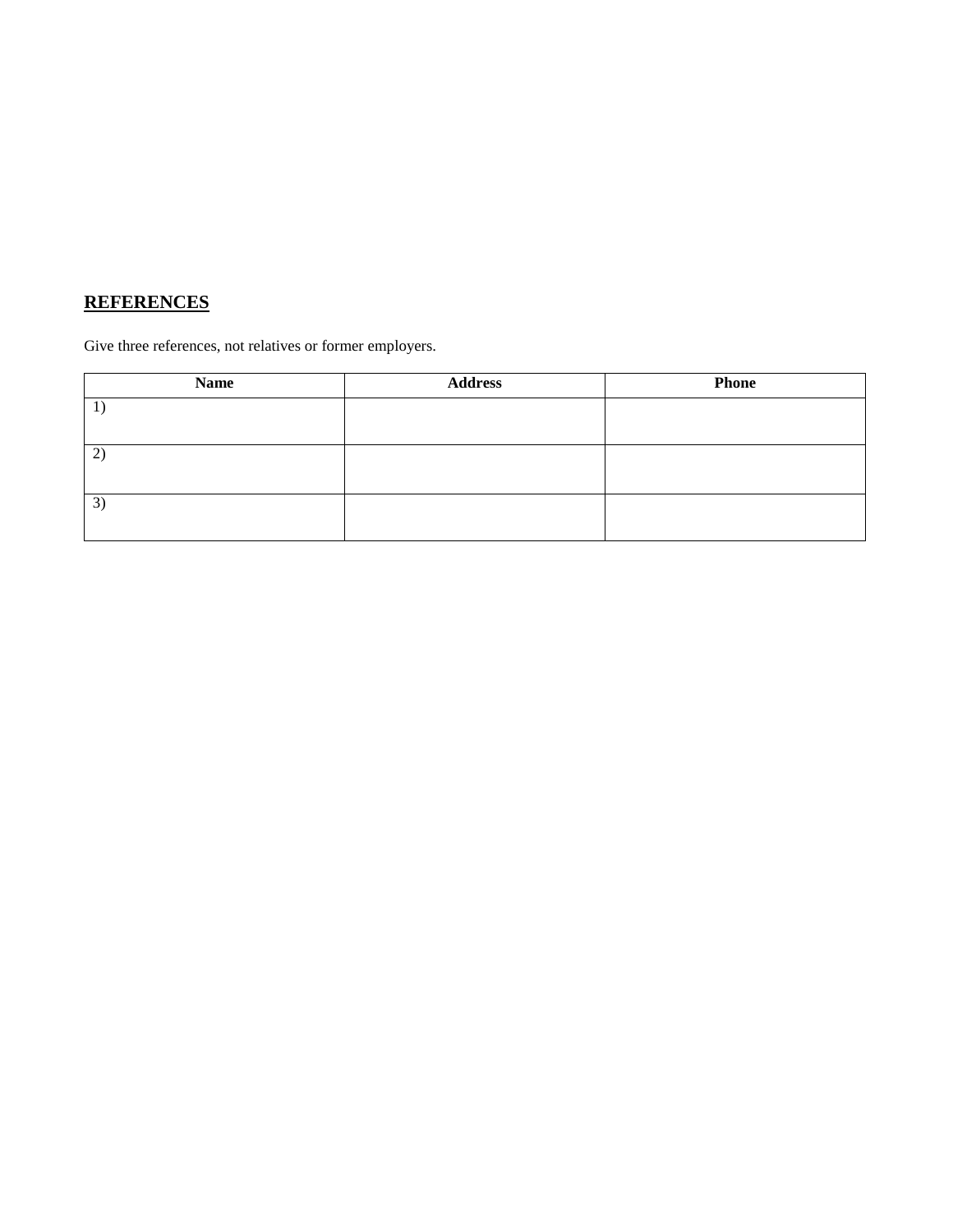## **REFERENCES**

Give three references, not relatives or former employers.

| **Name** | **Address** | **Phone** |
|---|---|---|
| 1) | | |
| 2) | | |
| 3) | | |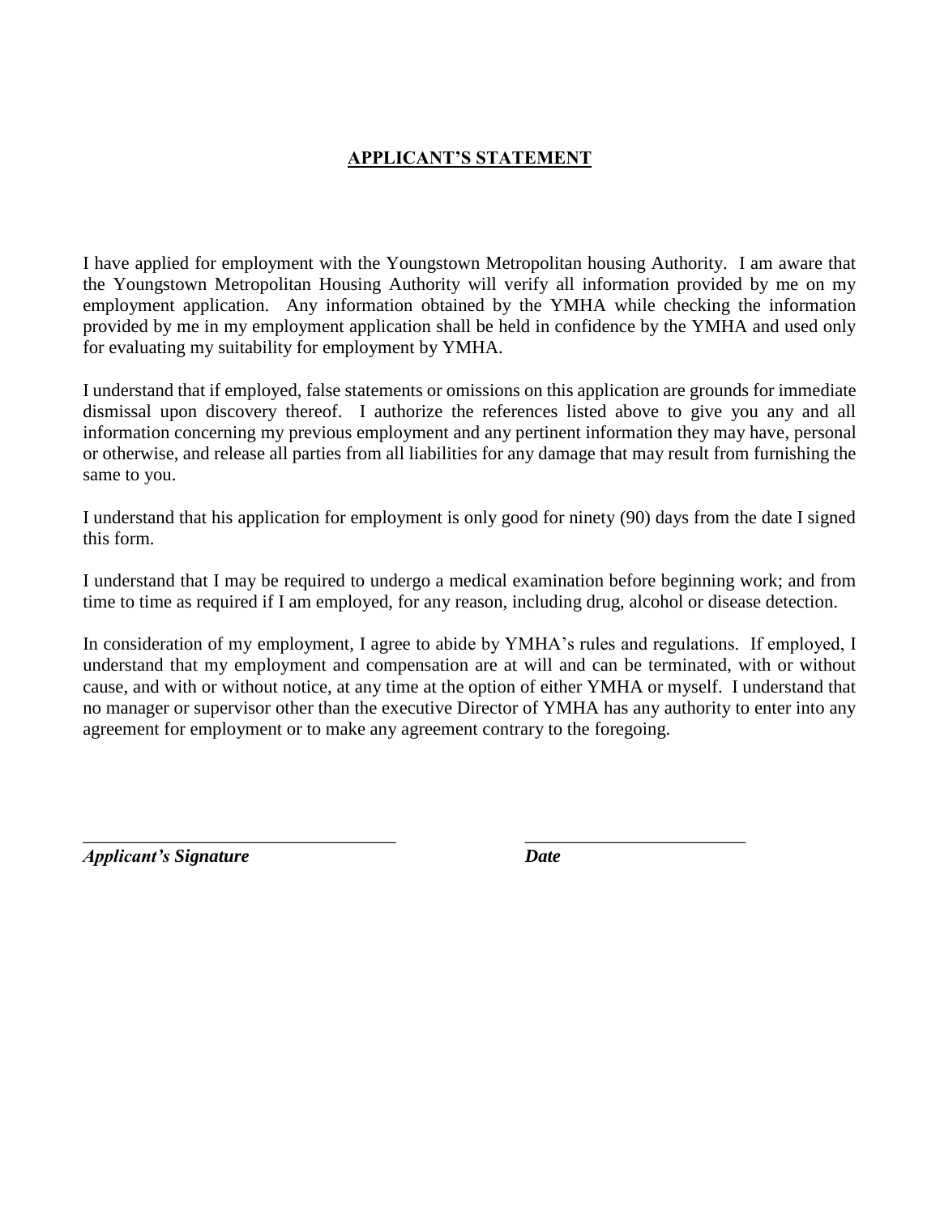## APPLICANT'S STATEMENT

I have applied for employment with the Youngstown Metropolitan housing Authority. I am aware that the Youngstown Metropolitan Housing Authority will verify all information provided by me on my employment application. Any information obtained by the YMHA while checking the information provided by me in my employment application shall be held in confidence by the YMHA and used only for evaluating my suitability for employment by YMHA.

I understand that if employed, false statements or omissions on this application are grounds for immediate dismissal upon discovery thereof. I authorize the references listed above to give you any and all information concerning my previous employment and any pertinent information they may have, personal or otherwise, and release all parties from all liabilities for any damage that may result from furnishing the same to you.

I understand that his application for employment is only good for ninety (90) days from the date I signed this form.

I understand that I may be required to undergo a medical examination before beginning work; and from time to time as required if I am employed, for any reason, including drug, alcohol or disease detection.

In consideration of my employment, I agree to abide by YMHA's rules and regulations. If employed, I understand that my employment and compensation are at will and can be terminated, with or without cause, and with or without notice, at any time at the option of either YMHA or myself. I understand that no manager or supervisor other than the executive Director of YMHA has any authority to enter into any agreement for employment or to make any agreement contrary to the foregoing.

___________________________________ ________________________

***Applicant's Signature*** ***Date***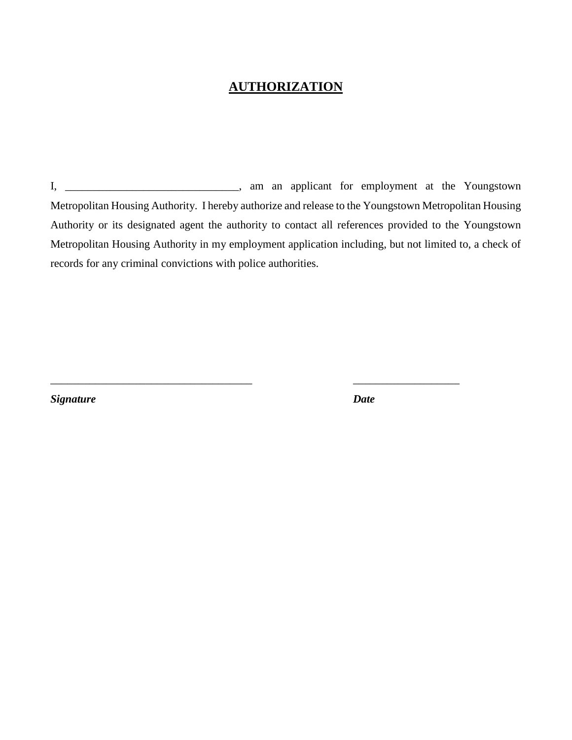# **AUTHORIZATION**

I, _______________________________, am an applicant for employment at the Youngstown Metropolitan Housing Authority. I hereby authorize and release to the Youngstown Metropolitan Housing Authority or its designated agent the authority to contact all references provided to the Youngstown Metropolitan Housing Authority in my employment application including, but not limited to, a check of records for any criminal convictions with police authorities.

_____________________________________ ___________________

***Signature*** ***Date***